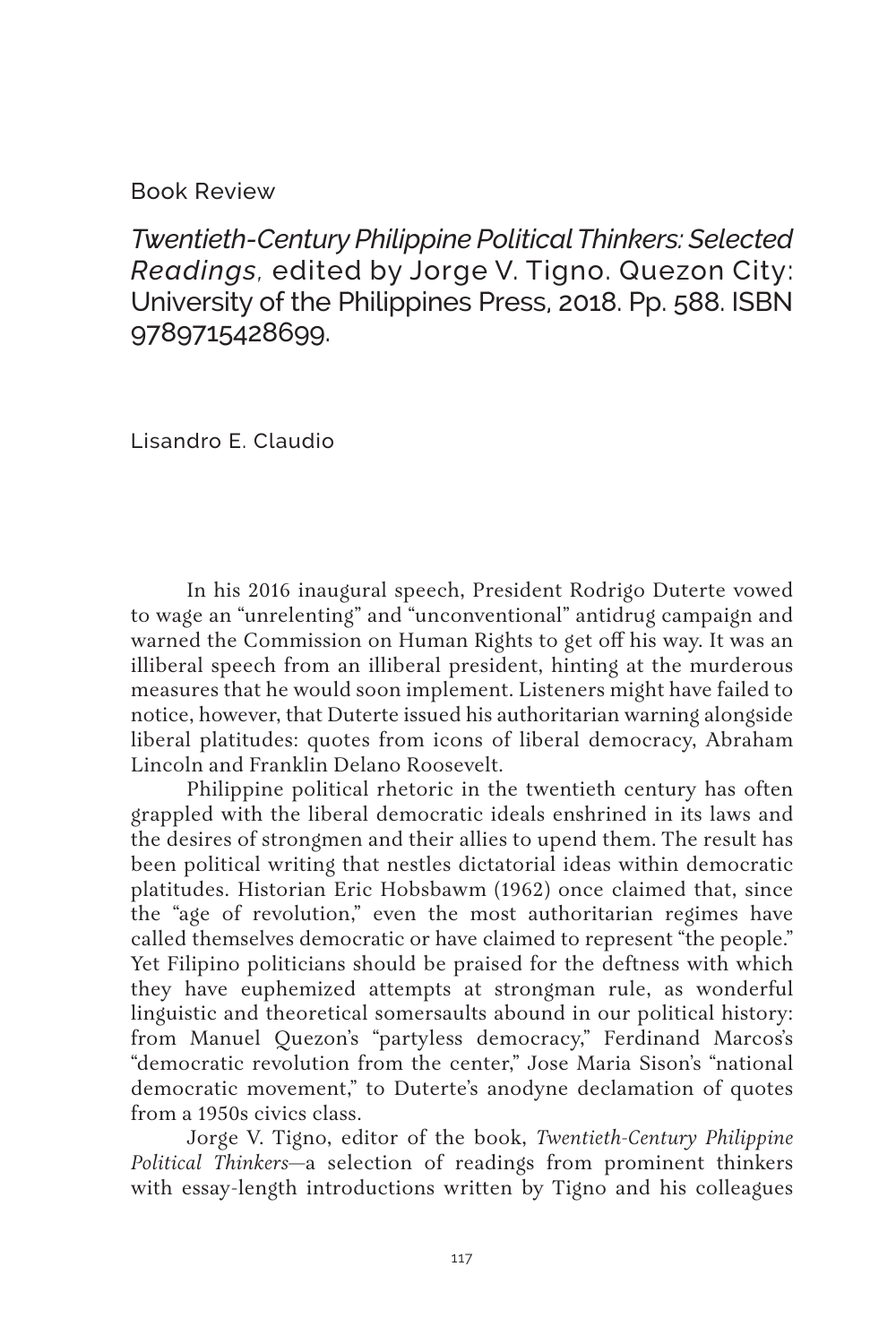Book Review

# *Twentieth-Century Philippine Political Thinkers: Selected Readings*, edited by Jorge V. Tigno. Quezon City: University of the Philippines Press, 2018. Pp. 588. ISBN 9789715428699.

Lisandro E. Claudio

In his 2016 inaugural speech, President Rodrigo Duterte vowed to wage an "unrelenting" and "unconventional" antidrug campaign and warned the Commission on Human Rights to get off his way. It was an illiberal speech from an illiberal president, hinting at the murderous measures that he would soon implement. Listeners might have failed to notice, however, that Duterte issued his authoritarian warning alongside liberal platitudes: quotes from icons of liberal democracy, Abraham Lincoln and Franklin Delano Roosevelt.

Philippine political rhetoric in the twentieth century has often grappled with the liberal democratic ideals enshrined in its laws and the desires of strongmen and their allies to upend them. The result has been political writing that nestles dictatorial ideas within democratic platitudes. Historian Eric Hobsbawm (1962) once claimed that, since the "age of revolution," even the most authoritarian regimes have called themselves democratic or have claimed to represent "the people." Yet Filipino politicians should be praised for the deftness with which they have euphemized attempts at strongman rule, as wonderful linguistic and theoretical somersaults abound in our political history: from Manuel Quezon's "partyless democracy," Ferdinand Marcos's "democratic revolution from the center," Jose Maria Sison's "national democratic movement," to Duterte's anodyne declamation of quotes from a 1950s civics class.

Jorge V. Tigno, editor of the book, *Twentieth-Century Philippine Political Thinkers*—a selection of readings from prominent thinkers with essay-length introductions written by Tigno and his colleagues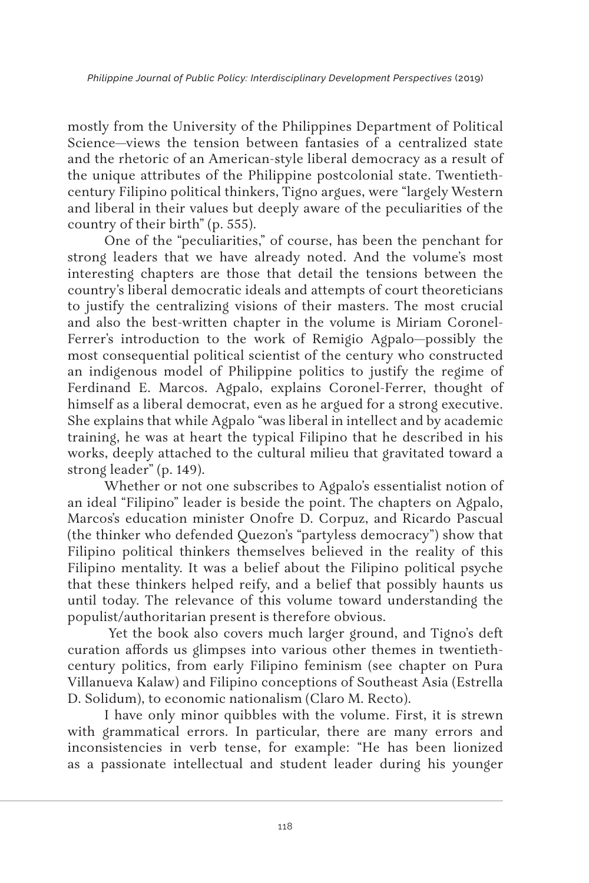mostly from the University of the Philippines Department of Political Science—views the tension between fantasies of a centralized state and the rhetoric of an American-style liberal democracy as a result of the unique attributes of the Philippine postcolonial state. Twentieth-century Filipino political thinkers, Tigno argues, were "largely Western and liberal in their values but deeply aware of the peculiarities of the country of their birth" (p. 555).

One of the "peculiarities," of course, has been the penchant for strong leaders that we have already noted. And the volume's most interesting chapters are those that detail the tensions between the country's liberal democratic ideals and attempts of court theoreticians to justify the centralizing visions of their masters. The most crucial and also the best-written chapter in the volume is Miriam Coronel-Ferrer's introduction to the work of Remigio Agpalo—possibly the most consequential political scientist of the century who constructed an indigenous model of Philippine politics to justify the regime of Ferdinand E. Marcos. Agpalo, explains Coronel-Ferrer, thought of himself as a liberal democrat, even as he argued for a strong executive. She explains that while Agpalo "was liberal in intellect and by academic training, he was at heart the typical Filipino that he described in his works, deeply attached to the cultural milieu that gravitated toward a strong leader" (p. 149).

Whether or not one subscribes to Agpalo's essentialist notion of an ideal "Filipino" leader is beside the point. The chapters on Agpalo, Marcos's education minister Onofre D. Corpuz, and Ricardo Pascual (the thinker who defended Quezon's "partyless democracy") show that Filipino political thinkers themselves believed in the reality of this Filipino mentality. It was a belief about the Filipino political psyche that these thinkers helped reify, and a belief that possibly haunts us until today. The relevance of this volume toward understanding the populist/authoritarian present is therefore obvious.

Yet the book also covers much larger ground, and Tigno's deft curation affords us glimpses into various other themes in twentieth-century politics, from early Filipino feminism (see chapter on Pura Villanueva Kalaw) and Filipino conceptions of Southeast Asia (Estrella D. Solidum), to economic nationalism (Claro M. Recto).

I have only minor quibbles with the volume. First, it is strewn with grammatical errors. In particular, there are many errors and inconsistencies in verb tense, for example: "He has been lionized as a passionate intellectual and student leader during his younger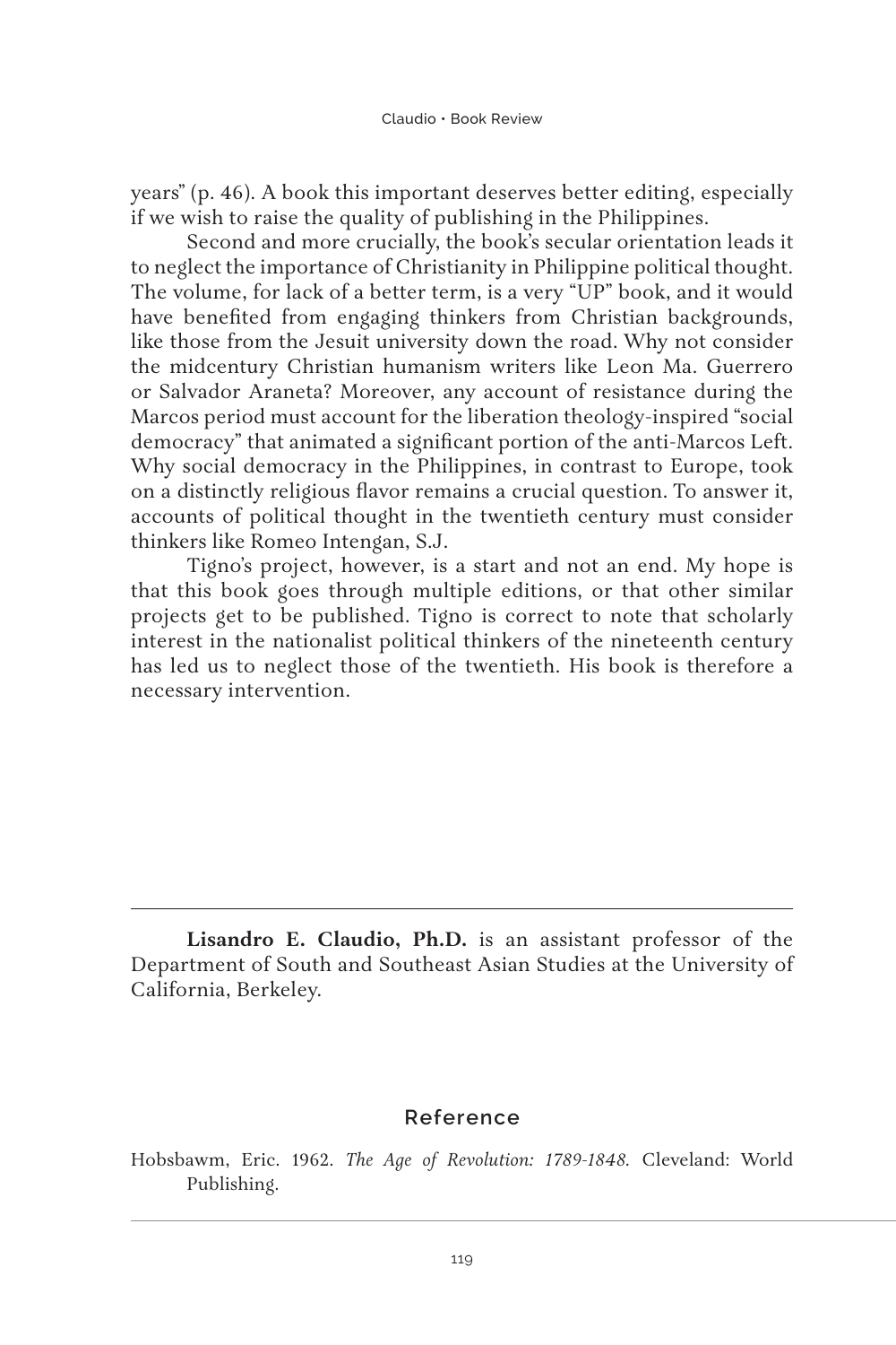years" (p. 46). A book this important deserves better editing, especially if we wish to raise the quality of publishing in the Philippines.

Second and more crucially, the book's secular orientation leads it to neglect the importance of Christianity in Philippine political thought. The volume, for lack of a better term, is a very "UP" book, and it would have benefited from engaging thinkers from Christian backgrounds, like those from the Jesuit university down the road. Why not consider the midcentury Christian humanism writers like Leon Ma. Guerrero or Salvador Araneta? Moreover, any account of resistance during the Marcos period must account for the liberation theology-inspired "social democracy" that animated a significant portion of the anti-Marcos Left. Why social democracy in the Philippines, in contrast to Europe, took on a distinctly religious flavor remains a crucial question. To answer it, accounts of political thought in the twentieth century must consider thinkers like Romeo Intengan, S.J.

Tigno's project, however, is a start and not an end. My hope is that this book goes through multiple editions, or that other similar projects get to be published. Tigno is correct to note that scholarly interest in the nationalist political thinkers of the nineteenth century has led us to neglect those of the twentieth. His book is therefore a necessary intervention.

---

**Lisandro E. Claudio, Ph.D.** is an assistant professor of the Department of South and Southeast Asian Studies at the University of California, Berkeley.

## Reference

Hobsbawm, Eric. 1962. *The Age of Revolution: 1789-1848*. Cleveland: World Publishing.